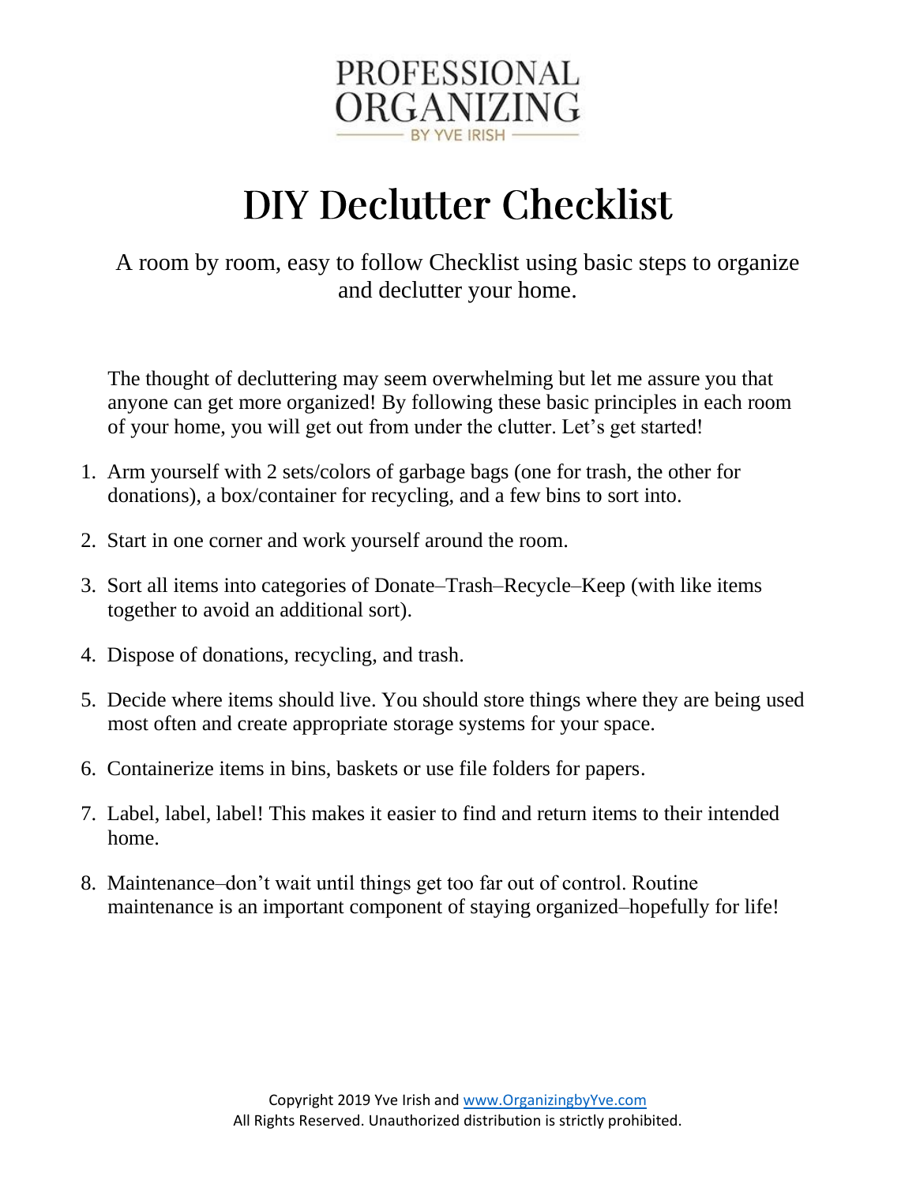PROFESSIONAL ORGANIZING

BY YVE IRISH

# DIY Declutter Checklist

A room by room, easy to follow Checklist using basic steps to organize and declutter your home.

The thought of decluttering may seem overwhelming but let me assure you that anyone can get more organized! By following these basic principles in each room of your home, you will get out from under the clutter. Let's get started!

1. Arm yourself with 2 sets/colors of garbage bags (one for trash, the other for donations), a box/container for recycling, and a few bins to sort into.
2. Start in one corner and work yourself around the room.
3. Sort all items into categories of Donate–Trash–Recycle–Keep (with like items together to avoid an additional sort).
4. Dispose of donations, recycling, and trash.
5. Decide where items should live. You should store things where they are being used most often and create appropriate storage systems for your space.
6. Containerize items in bins, baskets or use file folders for papers.
7. Label, label, label! This makes it easier to find and return items to their intended home.
8. Maintenance–don't wait until things get too far out of control. Routine maintenance is an important component of staying organized–hopefully for life!

Copyright 2019 Yve Irish and www.OrganizingbyYve.com
All Rights Reserved. Unauthorized distribution is strictly prohibited.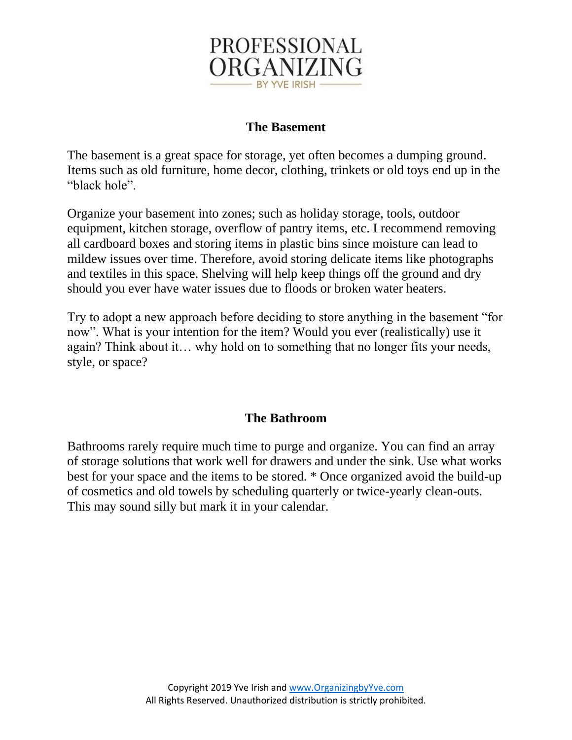## The Basement

The basement is a great space for storage, yet often becomes a dumping ground. Items such as old furniture, home decor, clothing, trinkets or old toys end up in the "black hole".

Organize your basement into zones; such as holiday storage, tools, outdoor equipment, kitchen storage, overflow of pantry items, etc. I recommend removing all cardboard boxes and storing items in plastic bins since moisture can lead to mildew issues over time. Therefore, avoid storing delicate items like photographs and textiles in this space. Shelving will help keep things off the ground and dry should you ever have water issues due to floods or broken water heaters.

Try to adopt a new approach before deciding to store anything in the basement "for now". What is your intention for the item? Would you ever (realistically) use it again? Think about it… why hold on to something that no longer fits your needs, style, or space?

## The Bathroom

Bathrooms rarely require much time to purge and organize. You can find an array of storage solutions that work well for drawers and under the sink. Use what works best for your space and the items to be stored. * Once organized avoid the build-up of cosmetics and old towels by scheduling quarterly or twice-yearly clean-outs. This may sound silly but mark it in your calendar.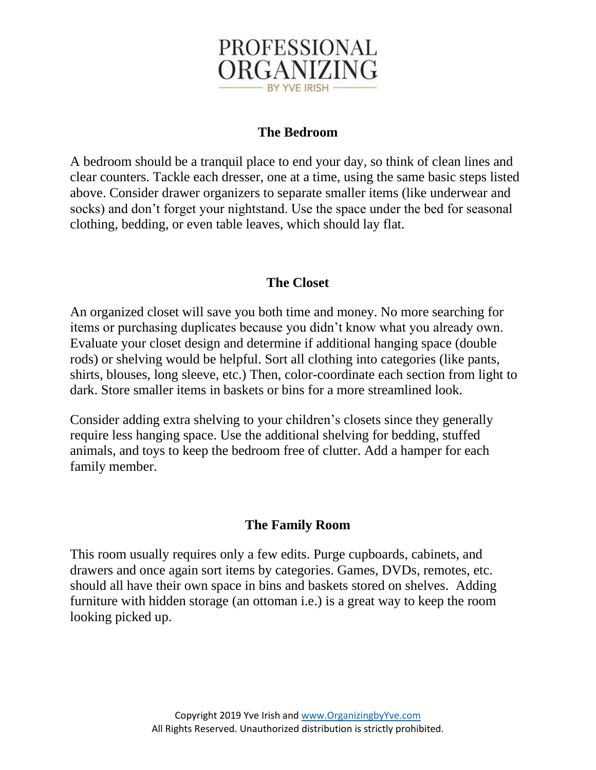## The Bedroom

A bedroom should be a tranquil place to end your day, so think of clean lines and clear counters. Tackle each dresser, one at a time, using the same basic steps listed above. Consider drawer organizers to separate smaller items (like underwear and socks) and don't forget your nightstand. Use the space under the bed for seasonal clothing, bedding, or even table leaves, which should lay flat.

## The Closet

An organized closet will save you both time and money. No more searching for items or purchasing duplicates because you didn't know what you already own. Evaluate your closet design and determine if additional hanging space (double rods) or shelving would be helpful. Sort all clothing into categories (like pants, shirts, blouses, long sleeve, etc.) Then, color-coordinate each section from light to dark. Store smaller items in baskets or bins for a more streamlined look.

Consider adding extra shelving to your children's closets since they generally require less hanging space. Use the additional shelving for bedding, stuffed animals, and toys to keep the bedroom free of clutter. Add a hamper for each family member.

## The Family Room

This room usually requires only a few edits. Purge cupboards, cabinets, and drawers and once again sort items by categories. Games, DVDs, remotes, etc. should all have their own space in bins and baskets stored on shelves. Adding furniture with hidden storage (an ottoman i.e.) is a great way to keep the room looking picked up.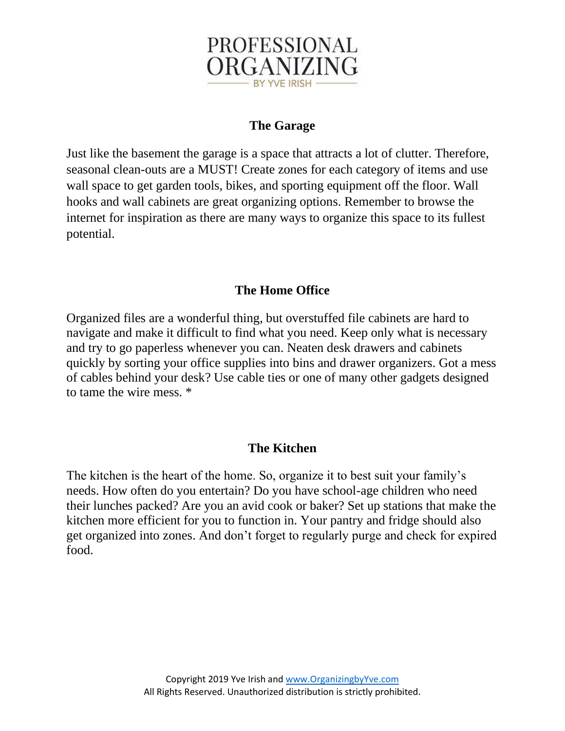## The Garage

Just like the basement the garage is a space that attracts a lot of clutter. Therefore, seasonal clean-outs are a MUST! Create zones for each category of items and use wall space to get garden tools, bikes, and sporting equipment off the floor. Wall hooks and wall cabinets are great organizing options. Remember to browse the internet for inspiration as there are many ways to organize this space to its fullest potential.

## The Home Office

Organized files are a wonderful thing, but overstuffed file cabinets are hard to navigate and make it difficult to find what you need. Keep only what is necessary and try to go paperless whenever you can. Neaten desk drawers and cabinets quickly by sorting your office supplies into bins and drawer organizers. Got a mess of cables behind your desk? Use cable ties or one of many other gadgets designed to tame the wire mess. *

## The Kitchen

The kitchen is the heart of the home. So, organize it to best suit your family's needs. How often do you entertain? Do you have school-age children who need their lunches packed? Are you an avid cook or baker? Set up stations that make the kitchen more efficient for you to function in. Your pantry and fridge should also get organized into zones. And don't forget to regularly purge and check for expired food.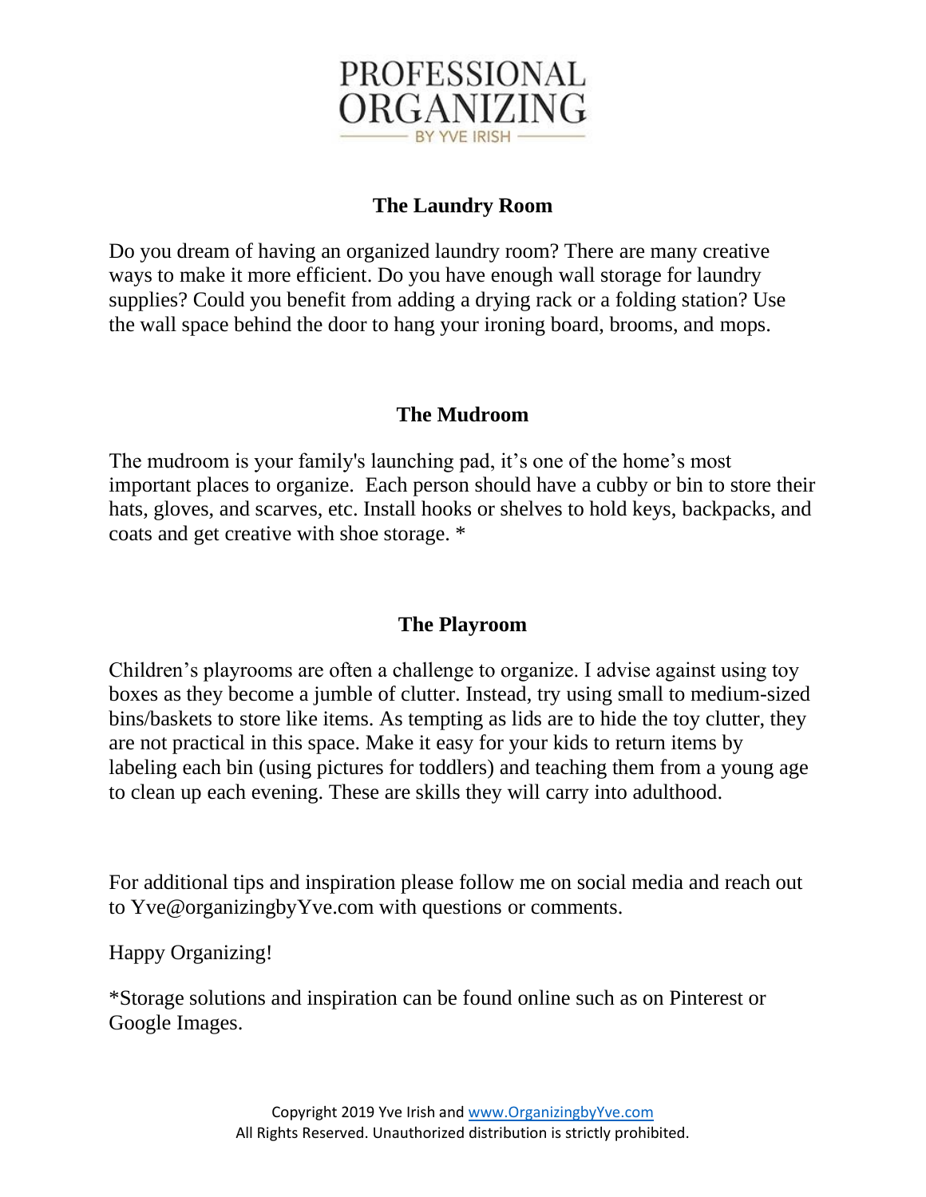PROFESSIONAL ORGANIZING BY YVE IRISH

## The Laundry Room

Do you dream of having an organized laundry room? There are many creative ways to make it more efficient. Do you have enough wall storage for laundry supplies? Could you benefit from adding a drying rack or a folding station? Use the wall space behind the door to hang your ironing board, brooms, and mops.

## The Mudroom

The mudroom is your family's launching pad, it's one of the home's most important places to organize. Each person should have a cubby or bin to store their hats, gloves, and scarves, etc. Install hooks or shelves to hold keys, backpacks, and coats and get creative with shoe storage. *

## The Playroom

Children's playrooms are often a challenge to organize. I advise against using toy boxes as they become a jumble of clutter. Instead, try using small to medium-sized bins/baskets to store like items. As tempting as lids are to hide the toy clutter, they are not practical in this space. Make it easy for your kids to return items by labeling each bin (using pictures for toddlers) and teaching them from a young age to clean up each evening. These are skills they will carry into adulthood.

For additional tips and inspiration please follow me on social media and reach out to Yve@organizingbyYve.com with questions or comments.

Happy Organizing!

*Storage solutions and inspiration can be found online such as on Pinterest or Google Images.

Copyright 2019 Yve Irish and www.OrganizingbyYve.com
All Rights Reserved. Unauthorized distribution is strictly prohibited.